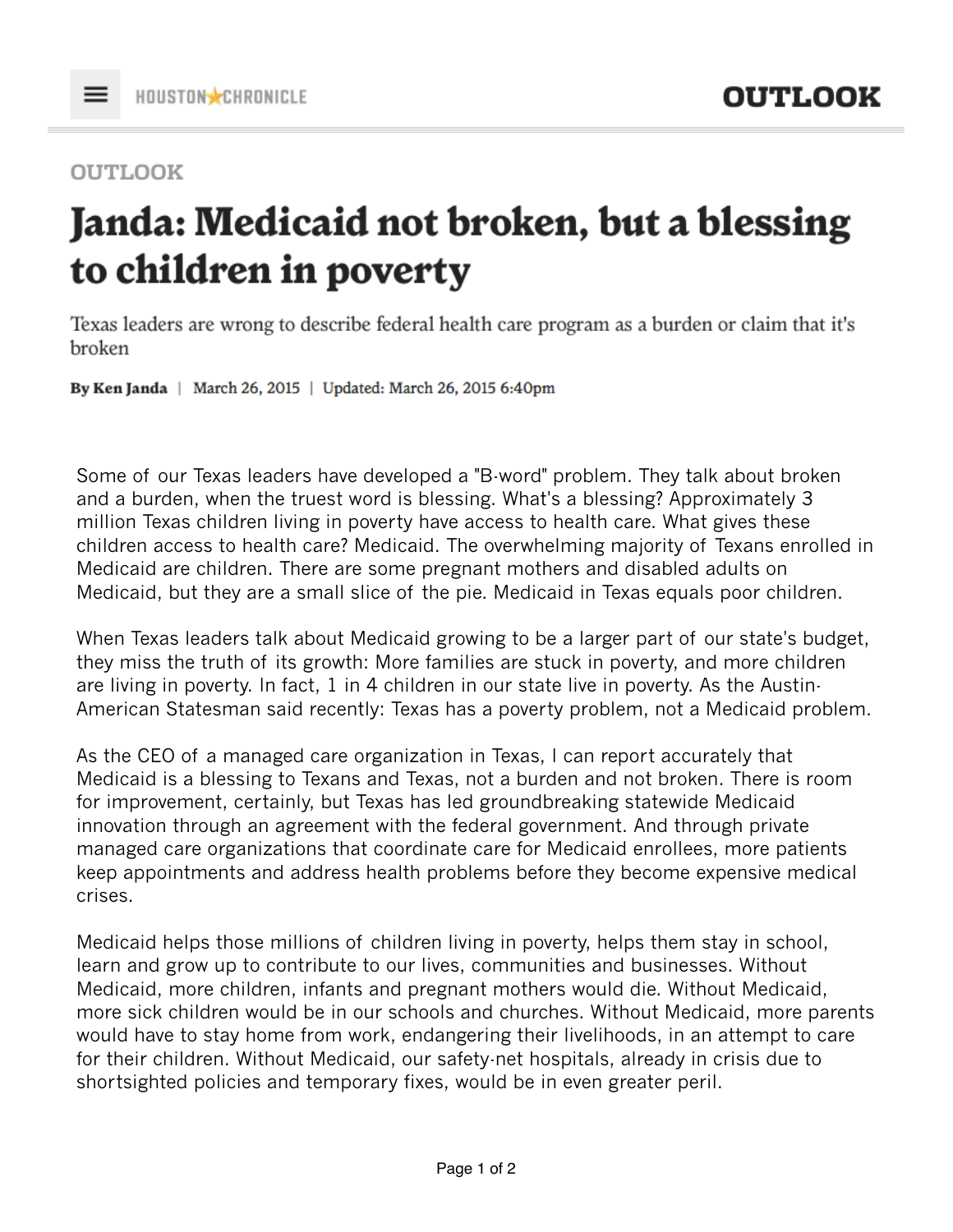HOUSTON CHRONICLE

OUTLOOK

OUTLOOK

# Janda: Medicaid not broken, but a blessing to children in poverty

Texas leaders are wrong to describe federal health care program as a burden or claim that it's broken

**By Ken Janda** | March 26, 2015 | Updated: March 26, 2015 6:40pm

Some of our Texas leaders have developed a "B-word" problem. They talk about broken and a burden, when the truest word is blessing. What's a blessing? Approximately 3 million Texas children living in poverty have access to health care. What gives these children access to health care? Medicaid. The overwhelming majority of Texans enrolled in Medicaid are children. There are some pregnant mothers and disabled adults on Medicaid, but they are a small slice of the pie. Medicaid in Texas equals poor children.

When Texas leaders talk about Medicaid growing to be a larger part of our state's budget, they miss the truth of its growth: More families are stuck in poverty, and more children are living in poverty. In fact, 1 in 4 children in our state live in poverty. As the Austin-American Statesman said recently: Texas has a poverty problem, not a Medicaid problem.

As the CEO of a managed care organization in Texas, I can report accurately that Medicaid is a blessing to Texans and Texas, not a burden and not broken. There is room for improvement, certainly, but Texas has led groundbreaking statewide Medicaid innovation through an agreement with the federal government. And through private managed care organizations that coordinate care for Medicaid enrollees, more patients keep appointments and address health problems before they become expensive medical crises.

Medicaid helps those millions of children living in poverty, helps them stay in school, learn and grow up to contribute to our lives, communities and businesses. Without Medicaid, more children, infants and pregnant mothers would die. Without Medicaid, more sick children would be in our schools and churches. Without Medicaid, more parents would have to stay home from work, endangering their livelihoods, in an attempt to care for their children. Without Medicaid, our safety-net hospitals, already in crisis due to shortsighted policies and temporary fixes, would be in even greater peril.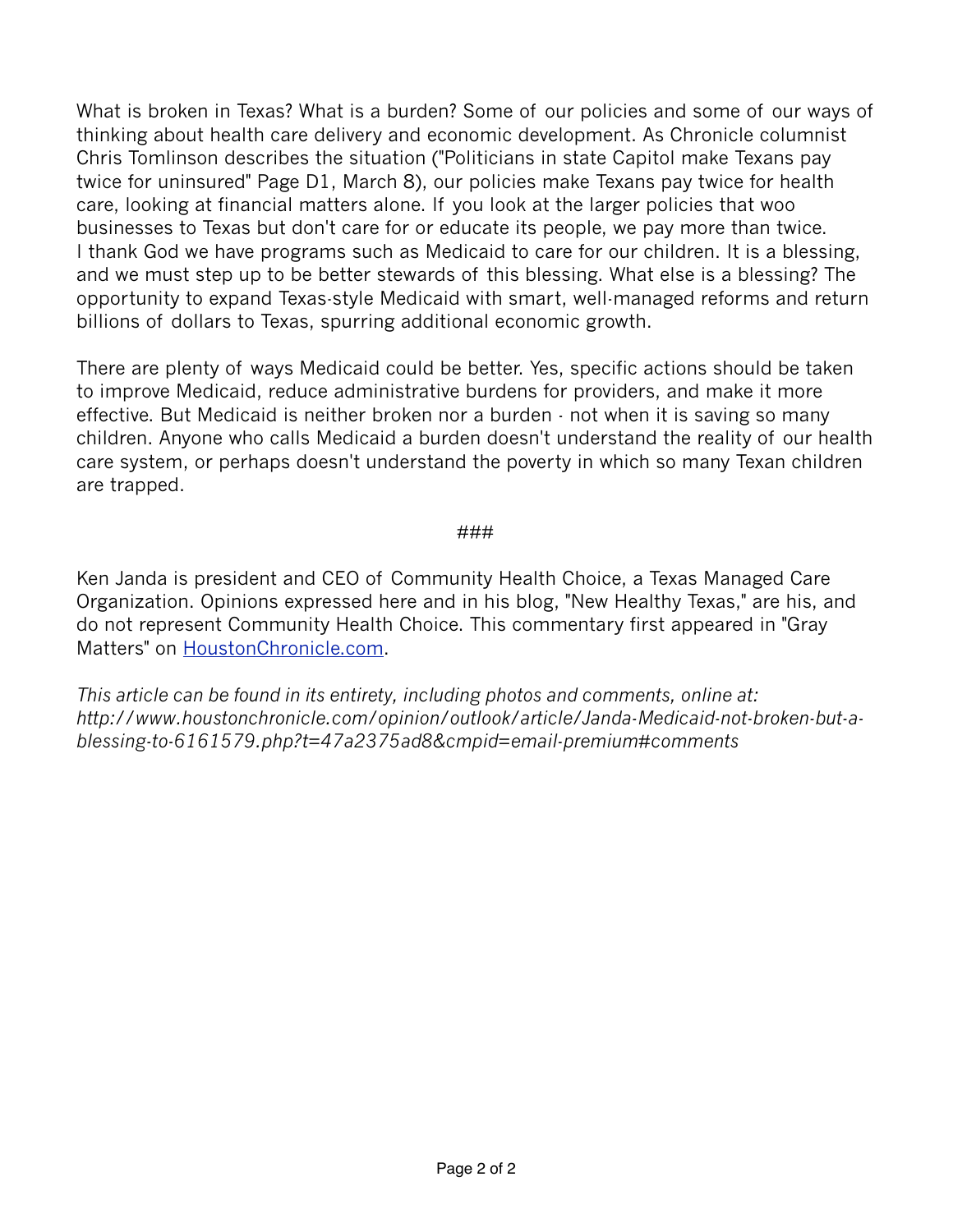What is broken in Texas? What is a burden? Some of our policies and some of our ways of thinking about health care delivery and economic development. As Chronicle columnist Chris Tomlinson describes the situation ("Politicians in state Capitol make Texans pay twice for uninsured" Page D1, March 8), our policies make Texans pay twice for health care, looking at financial matters alone. If you look at the larger policies that woo businesses to Texas but don't care for or educate its people, we pay more than twice.
I thank God we have programs such as Medicaid to care for our children. It is a blessing, and we must step up to be better stewards of this blessing. What else is a blessing? The opportunity to expand Texas-style Medicaid with smart, well-managed reforms and return billions of dollars to Texas, spurring additional economic growth.

There are plenty of ways Medicaid could be better. Yes, specific actions should be taken to improve Medicaid, reduce administrative burdens for providers, and make it more effective. But Medicaid is neither broken nor a burden · not when it is saving so many children. Anyone who calls Medicaid a burden doesn't understand the reality of our health care system, or perhaps doesn't understand the poverty in which so many Texan children are trapped.

###

Ken Janda is president and CEO of Community Health Choice, a Texas Managed Care Organization. Opinions expressed here and in his blog, "New Healthy Texas," are his, and do not represent Community Health Choice. This commentary first appeared in "Gray Matters" on [HoustonChronicle.com](http://HoustonChronicle.com).

*This article can be found in its entirety, including photos and comments, online at: http://www.houstonchronicle.com/opinion/outlook/article/Janda-Medicaid-not-broken-but-a-blessing-to-6161579.php?t=47a2375ad8&cmpid=email-premium#comments*